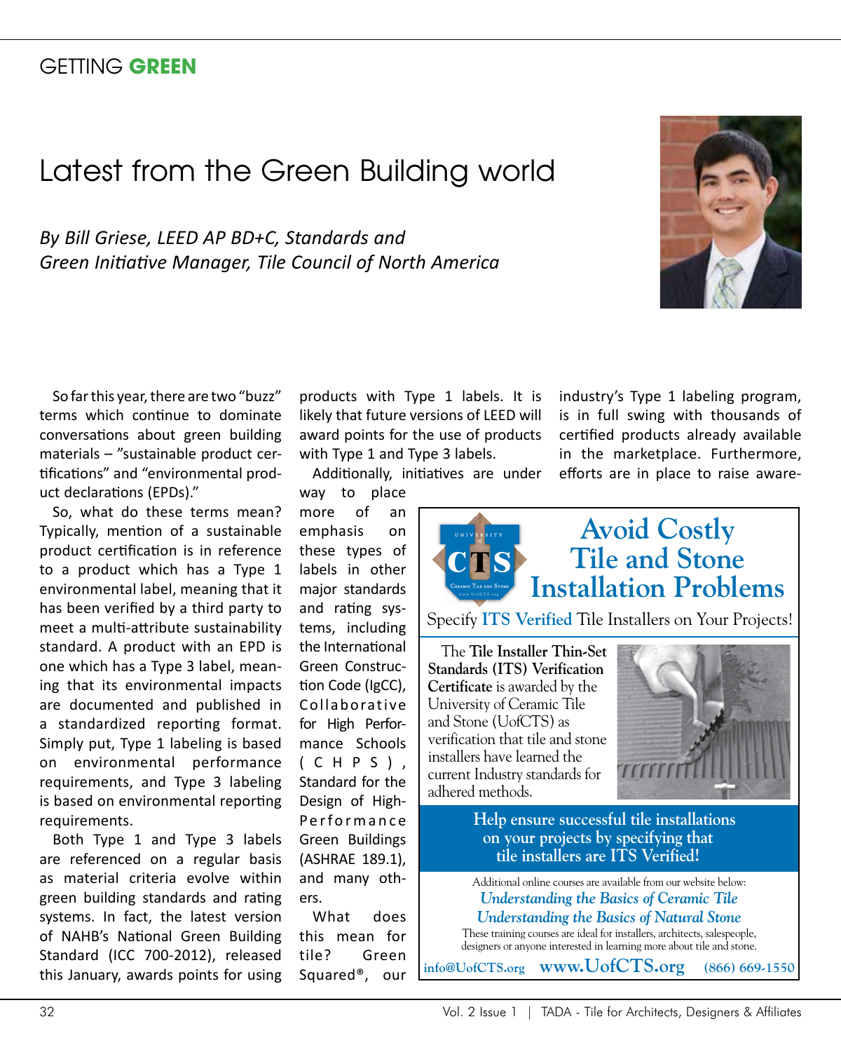GETTING **GREEN**

# Latest from the Green Building world

*By Bill Griese, LEED AP BD+C, Standards and Green Initiative Manager, Tile Council of North America*

So far this year, there are two "buzz" terms which continue to dominate conversations about green building materials – "sustainable product certifications" and "environmental product declarations (EPDs)."

So, what do these terms mean? Typically, mention of a sustainable product certification is in reference to a product which has a Type 1 environmental label, meaning that it has been verified by a third party to meet a multi-attribute sustainability standard. A product with an EPD is one which has a Type 3 label, meaning that its environmental impacts are documented and published in a standardized reporting format. Simply put, Type 1 labeling is based on environmental performance requirements, and Type 3 labeling is based on environmental reporting requirements.

Both Type 1 and Type 3 labels are referenced on a regular basis as material criteria evolve within green building standards and rating systems. In fact, the latest version of NAHB's National Green Building Standard (ICC 700-2012), released this January, awards points for using products with Type 1 labels. It is likely that future versions of LEED will award points for the use of products with Type 1 and Type 3 labels.

Additionally, initiatives are under way to place more of an emphasis on these types of labels in other major standards and rating systems, including the International Green Construction Code (IgCC), Collaborative for High Performance Schools (CHPS), Standard for the Design of High-Performance Green Buildings (ASHRAE 189.1), and many others.

What does this mean for tile? Green Squared®, our industry's Type 1 labeling program, is in full swing with thousands of certified products already available in the marketplace. Furthermore, efforts are in place to raise aware-

---

## Avoid Costly Tile and Stone Installation Problems

Specify **ITS Verified** Tile Installers on Your Projects!

The **Tile Installer Thin-Set Standards (ITS) Verification Certificate** is awarded by the University of Ceramic Tile and Stone (UofCTS) as verification that tile and stone installers have learned the current Industry standards for adhered methods.

**Help ensure successful tile installations on your projects by specifying that tile installers are ITS Verified!**

Additional online courses are available from our website below:

*Understanding the Basics of Ceramic Tile*

*Understanding the Basics of Natural Stone*

These training courses are ideal for installers, architects, salespeople, designers or anyone interested in learning more about tile and stone.

**info@UofCTS.org** **www.UofCTS.org** **(866) 669-1550**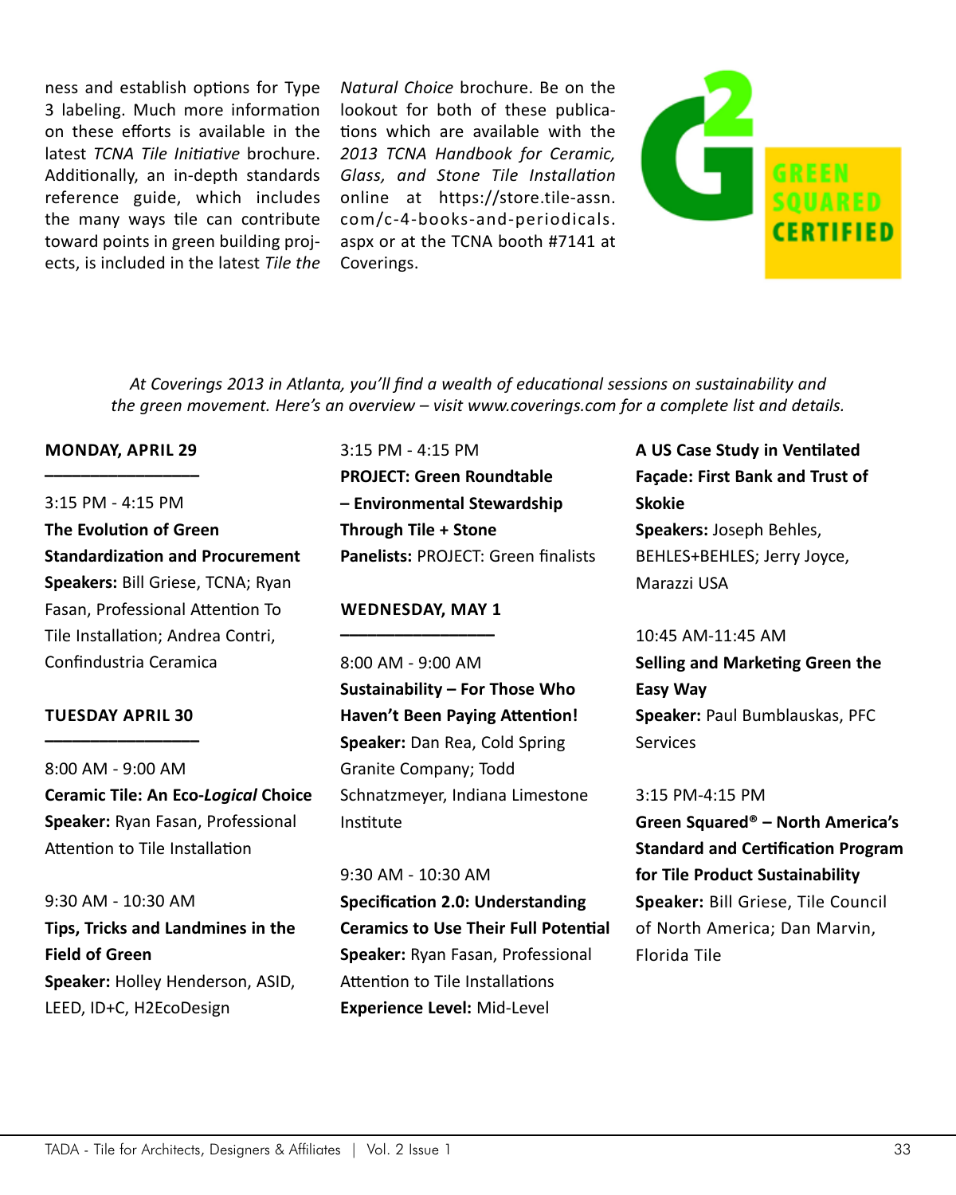ness and establish options for Type 3 labeling. Much more information on these efforts is available in the latest *TCNA Tile Initiative* brochure. Additionally, an in-depth standards reference guide, which includes the many ways tile can contribute toward points in green building projects, is included in the latest *Tile the Natural Choice* brochure. Be on the lookout for both of these publications which are available with the *2013 TCNA Handbook for Ceramic, Glass, and Stone Tile Installation* online at https://store.tile-assn.com/c-4-books-and-periodicals.aspx or at the TCNA booth #7141 at Coverings.

GREEN SQUARED CERTIFIED

*At Coverings 2013 in Atlanta, you'll find a wealth of educational sessions on sustainability and the green movement. Here's an overview – visit www.coverings.com for a complete list and details.*

**MONDAY, APRIL 29**

3:15 PM - 4:15 PM
**The Evolution of Green Standardization and Procurement**
**Speakers:** Bill Griese, TCNA; Ryan Fasan, Professional Attention To Tile Installation; Andrea Contri, Confindustria Ceramica

**TUESDAY APRIL 30**

8:00 AM - 9:00 AM
**Ceramic Tile: An Eco-*Logical* Choice**
**Speaker:** Ryan Fasan, Professional Attention to Tile Installation

9:30 AM - 10:30 AM
**Tips, Tricks and Landmines in the Field of Green**
**Speaker:** Holley Henderson, ASID, LEED, ID+C, H2EcoDesign

3:15 PM - 4:15 PM
**PROJECT: Green Roundtable – Environmental Stewardship Through Tile + Stone**
**Panelists:** PROJECT: Green finalists

**WEDNESDAY, MAY 1**

8:00 AM - 9:00 AM
**Sustainability – For Those Who Haven't Been Paying Attention!**
**Speaker:** Dan Rea, Cold Spring Granite Company; Todd Schnatzmeyer, Indiana Limestone Institute

9:30 AM - 10:30 AM
**Specification 2.0: Understanding Ceramics to Use Their Full Potential**
**Speaker:** Ryan Fasan, Professional Attention to Tile Installations
**Experience Level:** Mid-Level

**A US Case Study in Ventilated Façade: First Bank and Trust of Skokie**
**Speakers:** Joseph Behles, BEHLES+BEHLES; Jerry Joyce, Marazzi USA

10:45 AM-11:45 AM
**Selling and Marketing Green the Easy Way**
**Speaker:** Paul Bumblauskas, PFC Services

3:15 PM-4:15 PM
**Green Squared® – North America's Standard and Certification Program for Tile Product Sustainability**
**Speaker:** Bill Griese, Tile Council of North America; Dan Marvin, Florida Tile